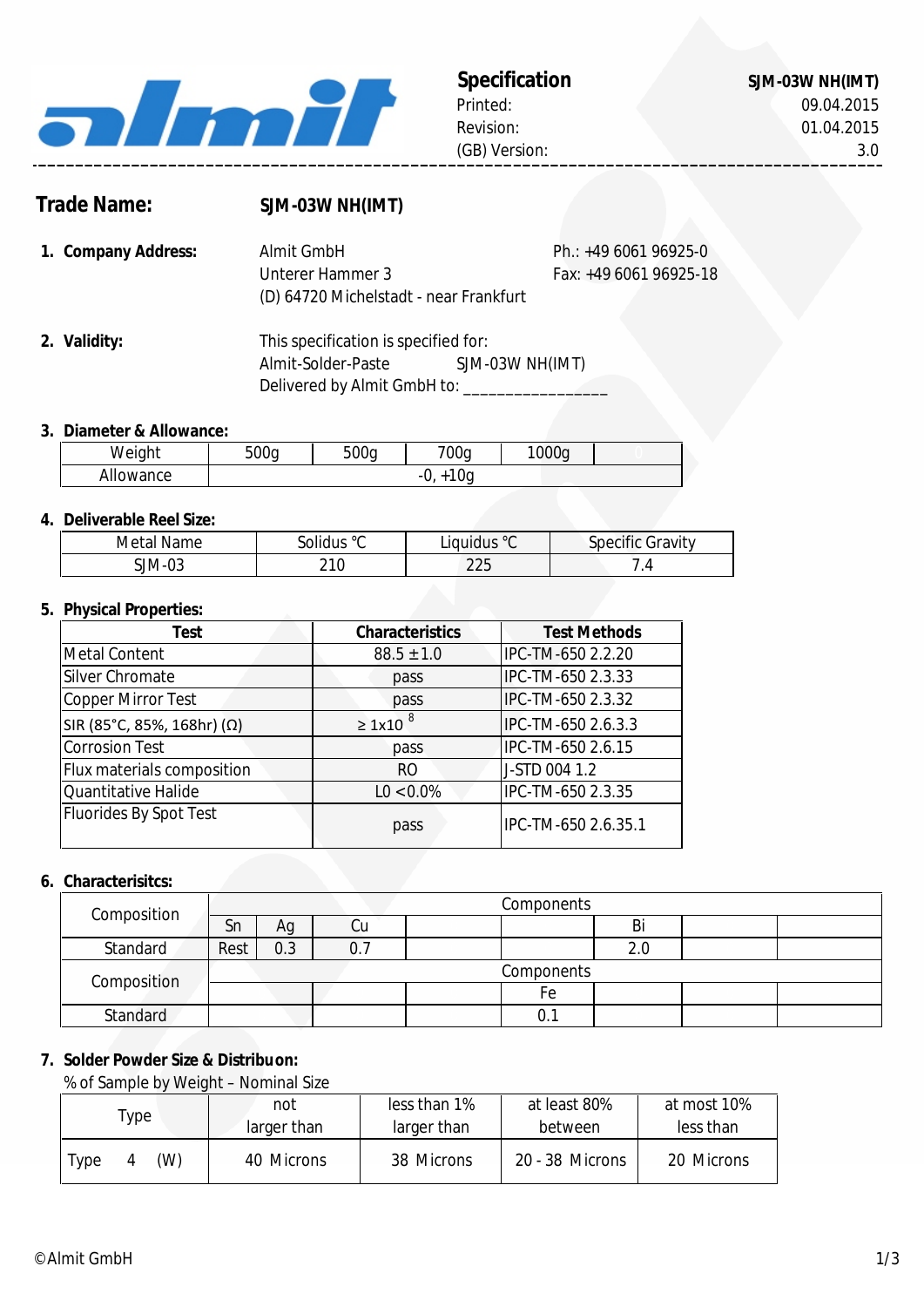| **Specification** | **SJM-03W NH(IMT)** |
|---|---|
| Printed: | 09.04.2015 |
| Revision: | 01.04.2015 |
| (GB) Version: | 3.0 |

## Trade Name: SJM-03W NH(IMT)

**1. Company Address:**

Almit GmbH
Unterer Hammer 3
(D) 64720 Michelstadt - near Frankfurt

Ph.: +49 6061 96925-0
Fax: +49 6061 96925-18

**2. Validity:**

This specification is specified for:
Almit-Solder-Paste SJM-03W NH(IMT)
Delivered by Almit GmbH to: ________________

**3. Diameter & Allowance:**

| Weight | 500g | 500g | 700g | 1000g | 0 |
|---|---|---|---|---|---|
| Allowance | -0, +10g | | | | |

**4. Deliverable Reel Size:**

| Metal Name | Solidus ℃ | Liquidus ℃ | Specific Gravity |
|---|---|---|---|
| SJM-03 | 210 | 225 | 7.4 |

**5. Physical Properties:**

| Test | Characteristics | Test Methods |
|---|---|---|
| Metal Content | 88.5 ±1.0 | IPC-TM-650 2.2.20 |
| Silver Chromate | pass | IPC-TM-650 2.3.33 |
| Copper Mirror Test | pass | IPC-TM-650 2.3.32 |
| SIR (85°C, 85%, 168hr) (Ω) | $\geq 1 \times 10^{8}$ | IPC-TM-650 2.6.3.3 |
| Corrosion Test | pass | IPC-TM-650 2.6.15 |
| Flux materials composition | RO | J-STD 004 1.2 |
| Quantitative Halide | L0 <0.0% | IPC-TM-650 2.3.35 |
| Fluorides By Spot Test | pass | IPC-TM-650 2.6.35.1 |

**6. Characterisitcs:**

| Composition | Components | | | | | | | |
|---|---|---|---|---|---|---|---|---|
| | Sn | Ag | Cu | | | Bi | | |
| Standard | Rest | 0.3 | 0.7 | | | 2.0 | | |
| Composition | Components | | | | | | | |
| | | | | | Fe | | | |
| Standard | | | | | 0.1 | | | |

**7. Solder Powder Size & Distribuon:**

% of Sample by Weight – Nominal Size

| Type | not larger than | less than 1% larger than | at least 80% between | at most 10% less than |
|---|---|---|---|---|
| Type 4 (W) | 40 Microns | 38 Microns | 20 - 38 Microns | 20 Microns |

©Almit GmbH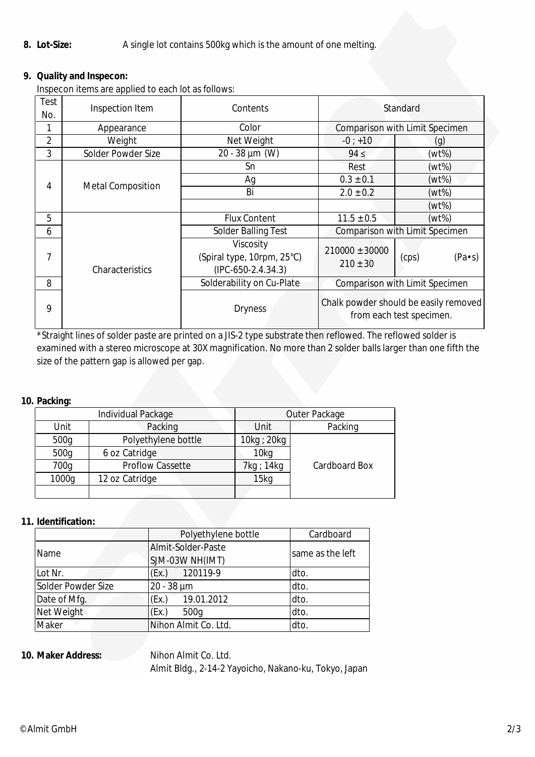**8. Lot-Size:** A single lot contains 500kg which is the amount of one melting.

**9. Quality and Inspecon:**

Inspecon items are applied to each lot as follows:

| Test No. | Inspection Item | Contents | Standard | |
|---|---|---|---|---|
| 1 | Appearance | Color | Comparison with Limit Specimen | |
| 2 | Weight | Net Weight | -0 ; +10 | (g) |
| 3 | Solder Powder Size | 20 - 38 µm (W) | 94 ≤ | (wt%) |
| 4 | Metal Composition | Sn | Rest | (wt%) |
| | | Ag | 0.3 ± 0.1 | (wt%) |
| | | Bi | 2.0 ± 0.2 | (wt%) |
| | | | | (wt%) |
| 5 | Characteristics | Flux Content | 11.5 ± 0.5 | (wt%) |
| 6 | | Solder Balling Test | Comparison with Limit Specimen | |
| 7 | | Viscosity (Spiral type, 10rpm, 25℃) (IPC-650-2.4.34.3) | 210000 ± 30000<br>210 ± 30 | (cps)<br>(Pa•s) |
| 8 | | Solderability on Cu-Plate | Comparison with Limit Specimen | |
| 9 | | Dryness | Chalk powder should be easily removed from each test specimen. | |

*Straight lines of solder paste are printed on a JIS-2 type substrate then reflowed. The reflowed solder is examined with a stereo microscope at 30X magnification. No more than 2 solder balls larger than one fifth the size of the pattern gap is allowed per gap.

**10. Packing:**

| Individual Package | | Outer Package | |
|---|---|---|---|
| Unit | Packing | Unit | Packing |
| 500g | Polyethylene bottle | 10kg ; 20kg | Cardboard Box |
| 500g | 6 oz Catridge | 10kg | |
| 700g | Proflow Cassette | 7kg ; 14kg | |
| 1000g | 12 oz Catridge | 15kg | |
| | | | |

**11. Identification:**

| | Polyethylene bottle | Cardboard |
|---|---|---|
| Name | Almit-Solder-Paste SJM-03W NH(IMT) | same as the left |
| Lot Nr. | (Ex.) 120119-9 | dto. |
| Solder Powder Size | 20 - 38 µm | dto. |
| Date of Mfg. | (Ex.) 19.01.2012 | dto. |
| Net Weight | (Ex.) 500g | dto. |
| Maker | Nihon Almit Co. Ltd. | dto. |

**10. Maker Address:** Nihon Almit Co. Ltd.
Almit Bldg., 2-14-2 Yayoicho, Nakano-ku, Tokyo, Japan

©Almit GmbH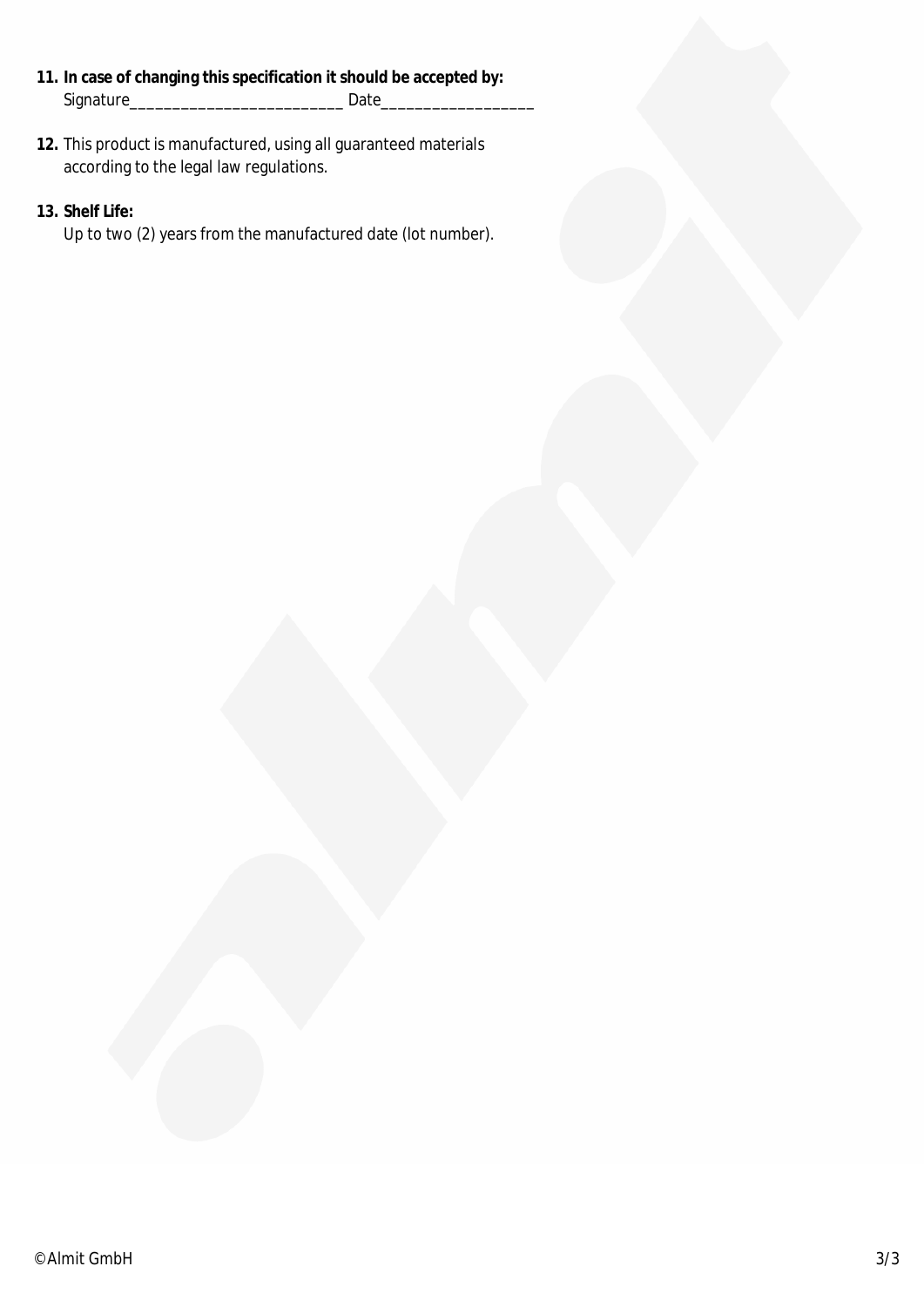**11. In case of changing this specification it should be accepted by:**
Signature_________________________ Date__________________

**12.** This product is manufactured, using all guaranteed materials according to the legal law regulations.

**13. Shelf Life:**
Up to two (2) years from the manufactured date (lot number).

©Almit GmbH